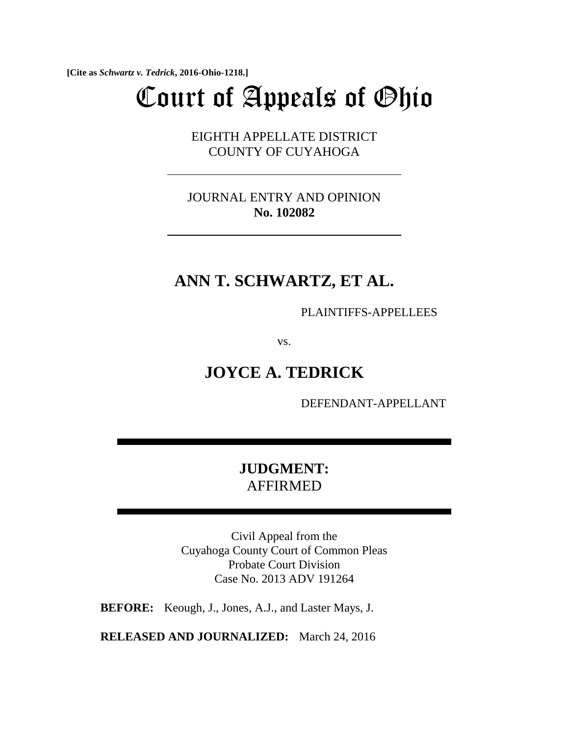**[Cite as *Schwartz v. Tedrick*, 2016-Ohio-1218.]**

# Court of Appeals of Ohio

EIGHTH APPELLATE DISTRICT
COUNTY OF CUYAHOGA

---

JOURNAL ENTRY AND OPINION
**No. 102082**

---

## ANN T. SCHWARTZ, ET AL.

PLAINTIFFS-APPELLEES

vs.

## JOYCE A. TEDRICK

DEFENDANT-APPELLANT

---

**JUDGMENT:**
AFFIRMED

---

Civil Appeal from the
Cuyahoga County Court of Common Pleas
Probate Court Division
Case No. 2013 ADV 191264

**BEFORE:** Keough, J., Jones, A.J., and Laster Mays, J.

**RELEASED AND JOURNALIZED:** March 24, 2016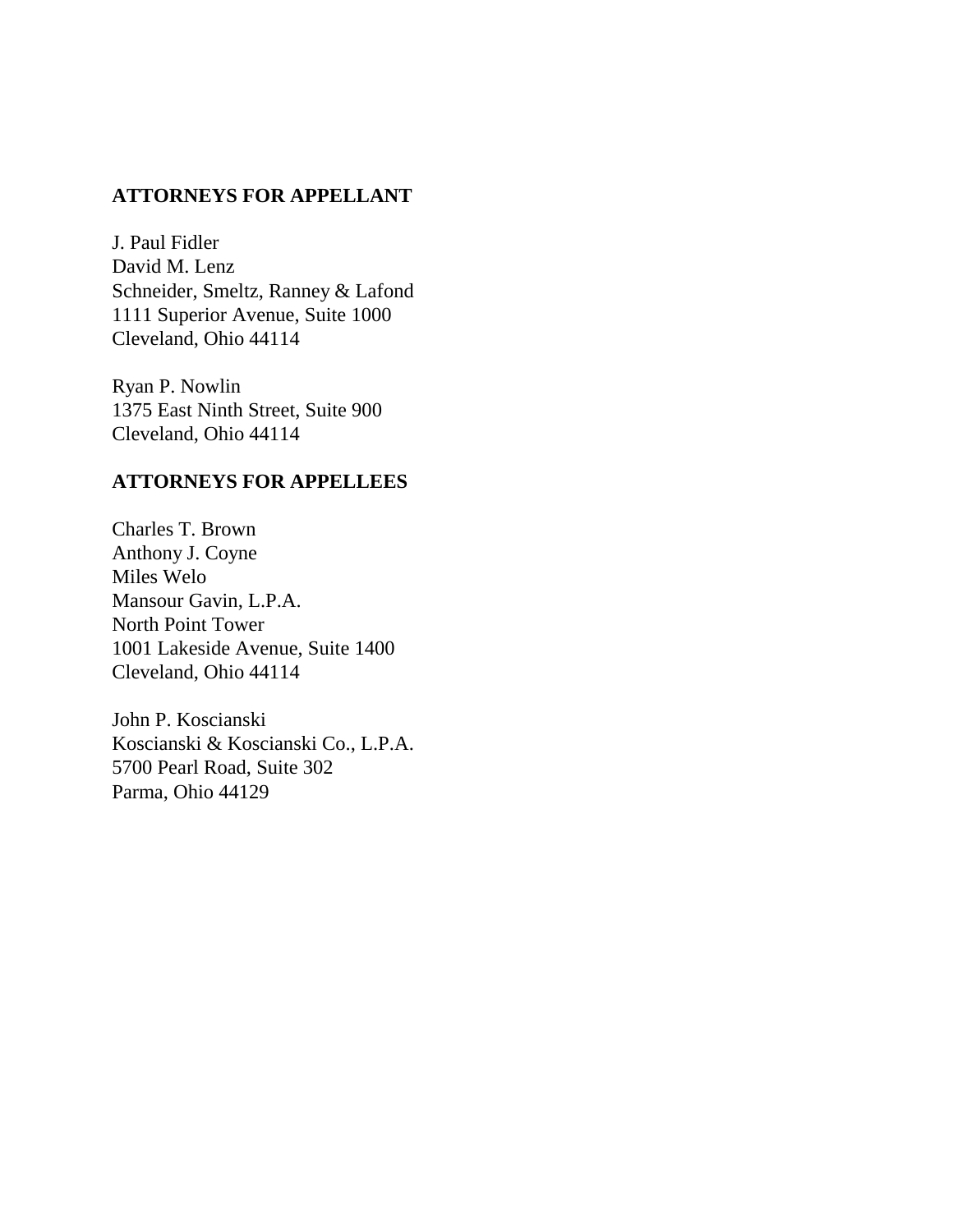**ATTORNEYS FOR APPELLANT**

J. Paul Fidler
David M. Lenz
Schneider, Smeltz, Ranney & Lafond
1111 Superior Avenue, Suite 1000
Cleveland, Ohio 44114

Ryan P. Nowlin
1375 East Ninth Street, Suite 900
Cleveland, Ohio 44114

**ATTORNEYS FOR APPELLEES**

Charles T. Brown
Anthony J. Coyne
Miles Welo
Mansour Gavin, L.P.A.
North Point Tower
1001 Lakeside Avenue, Suite 1400
Cleveland, Ohio 44114

John P. Koscianski
Koscianski & Koscianski Co., L.P.A.
5700 Pearl Road, Suite 302
Parma, Ohio 44129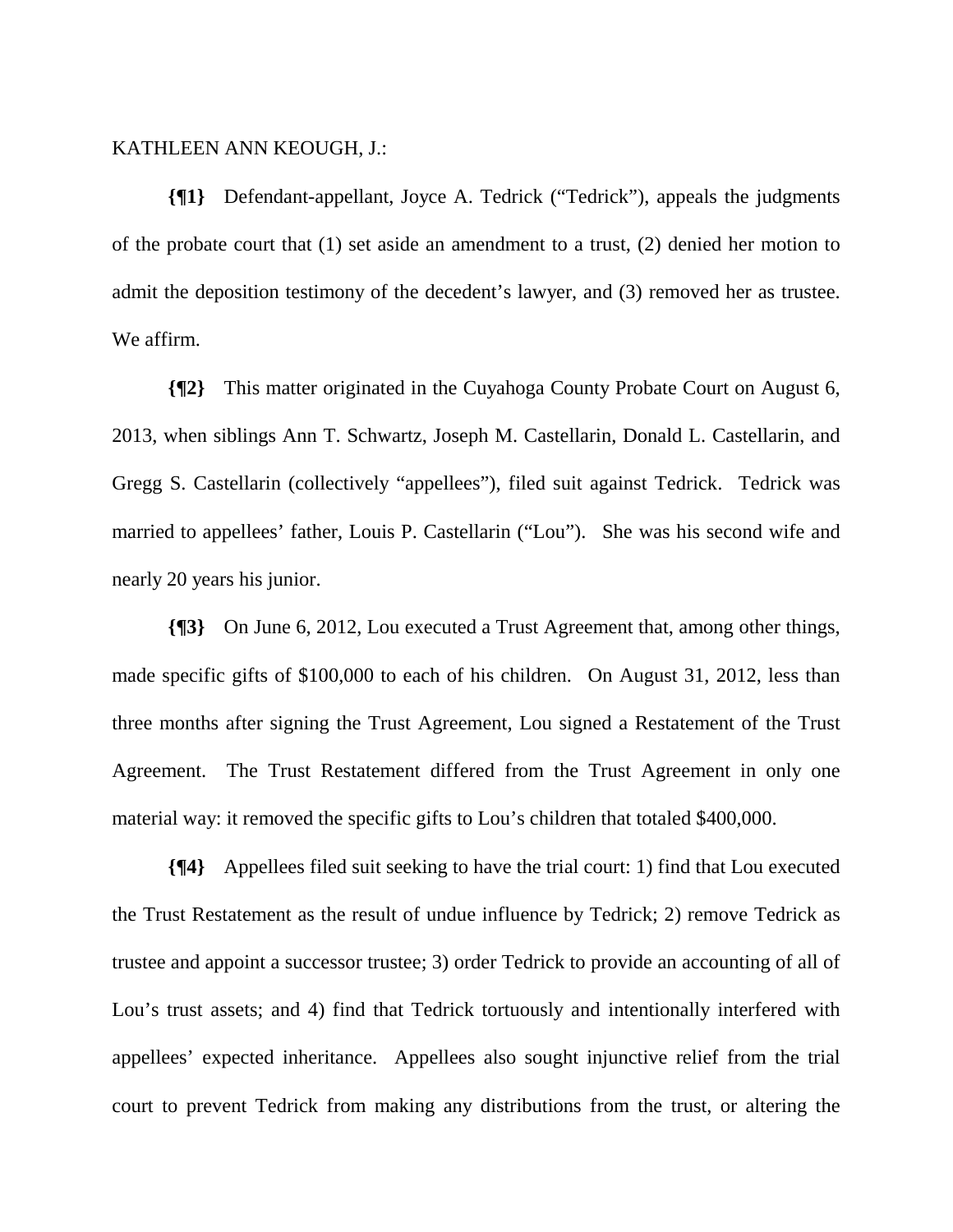KATHLEEN ANN KEOUGH, J.:

**{¶1}** Defendant-appellant, Joyce A. Tedrick ("Tedrick"), appeals the judgments of the probate court that (1) set aside an amendment to a trust, (2) denied her motion to admit the deposition testimony of the decedent's lawyer, and (3) removed her as trustee. We affirm.

**{¶2}** This matter originated in the Cuyahoga County Probate Court on August 6, 2013, when siblings Ann T. Schwartz, Joseph M. Castellarin, Donald L. Castellarin, and Gregg S. Castellarin (collectively "appellees"), filed suit against Tedrick. Tedrick was married to appellees' father, Louis P. Castellarin ("Lou"). She was his second wife and nearly 20 years his junior.

**{¶3}** On June 6, 2012, Lou executed a Trust Agreement that, among other things, made specific gifts of $100,000 to each of his children. On August 31, 2012, less than three months after signing the Trust Agreement, Lou signed a Restatement of the Trust Agreement. The Trust Restatement differed from the Trust Agreement in only one material way: it removed the specific gifts to Lou's children that totaled $400,000.

**{¶4}** Appellees filed suit seeking to have the trial court: 1) find that Lou executed the Trust Restatement as the result of undue influence by Tedrick; 2) remove Tedrick as trustee and appoint a successor trustee; 3) order Tedrick to provide an accounting of all of Lou's trust assets; and 4) find that Tedrick tortuously and intentionally interfered with appellees' expected inheritance. Appellees also sought injunctive relief from the trial court to prevent Tedrick from making any distributions from the trust, or altering the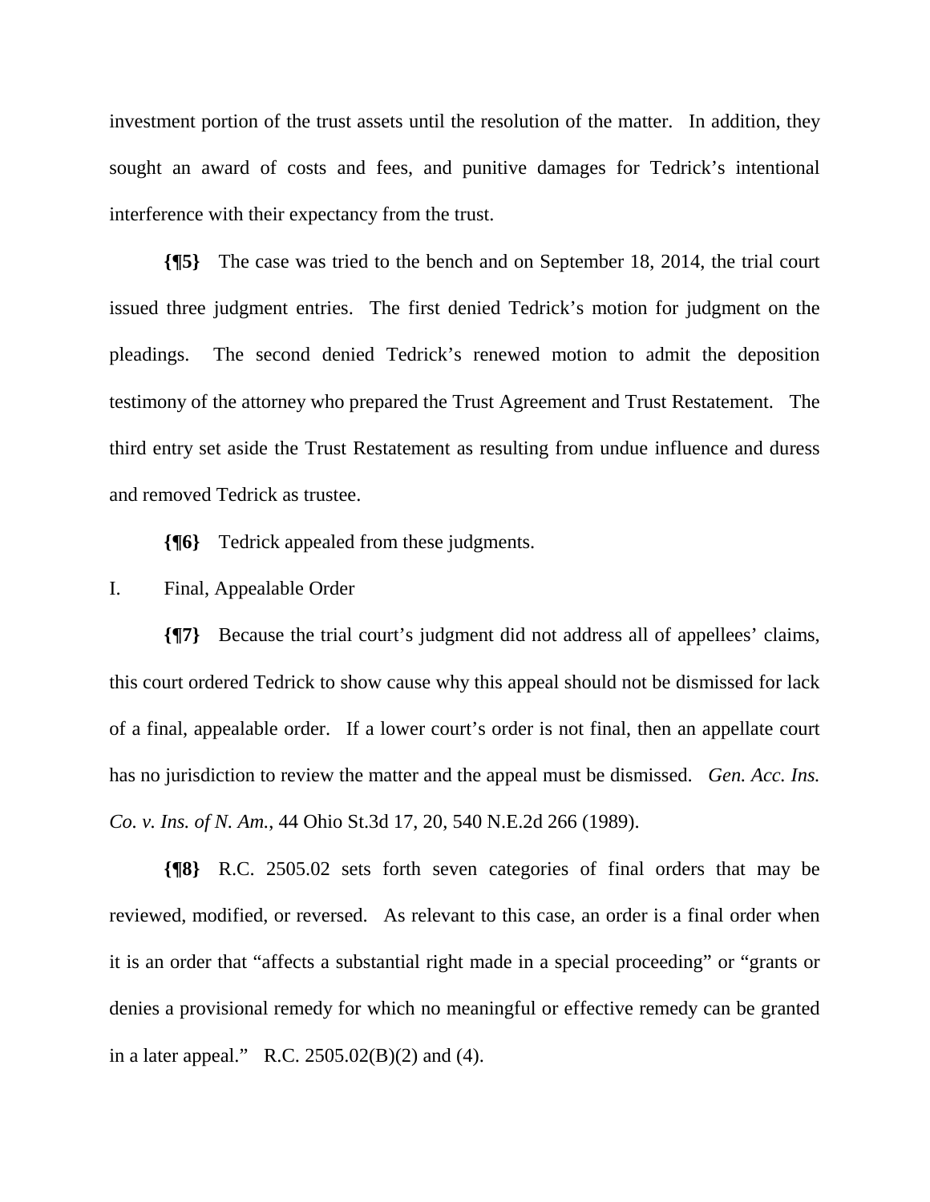investment portion of the trust assets until the resolution of the matter. In addition, they sought an award of costs and fees, and punitive damages for Tedrick's intentional interference with their expectancy from the trust.

**{¶5}** The case was tried to the bench and on September 18, 2014, the trial court issued three judgment entries. The first denied Tedrick's motion for judgment on the pleadings. The second denied Tedrick's renewed motion to admit the deposition testimony of the attorney who prepared the Trust Agreement and Trust Restatement. The third entry set aside the Trust Restatement as resulting from undue influence and duress and removed Tedrick as trustee.

**{¶6}** Tedrick appealed from these judgments.

I. Final, Appealable Order

**{¶7}** Because the trial court's judgment did not address all of appellees' claims, this court ordered Tedrick to show cause why this appeal should not be dismissed for lack of a final, appealable order. If a lower court's order is not final, then an appellate court has no jurisdiction to review the matter and the appeal must be dismissed. *Gen. Acc. Ins. Co. v. Ins. of N. Am.*, 44 Ohio St.3d 17, 20, 540 N.E.2d 266 (1989).

**{¶8}** R.C. 2505.02 sets forth seven categories of final orders that may be reviewed, modified, or reversed. As relevant to this case, an order is a final order when it is an order that "affects a substantial right made in a special proceeding" or "grants or denies a provisional remedy for which no meaningful or effective remedy can be granted in a later appeal." R.C. 2505.02(B)(2) and (4).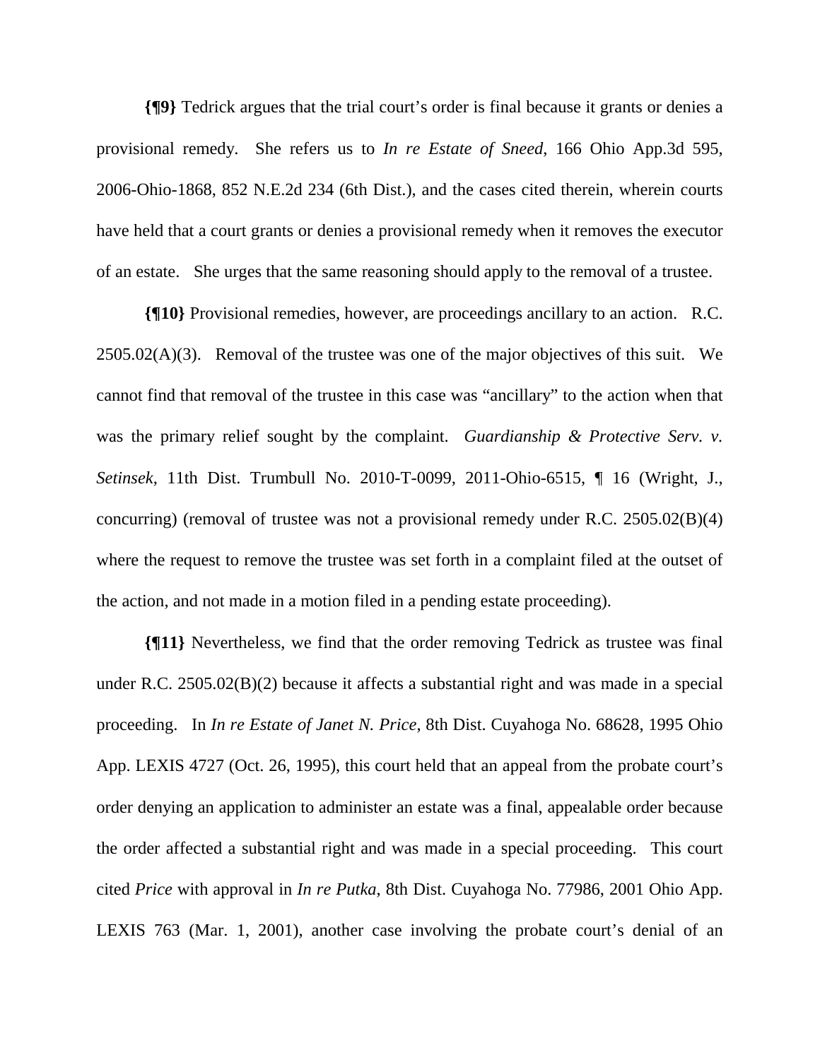**{¶9}** Tedrick argues that the trial court's order is final because it grants or denies a provisional remedy. She refers us to *In re Estate of Sneed*, 166 Ohio App.3d 595, 2006-Ohio-1868, 852 N.E.2d 234 (6th Dist.), and the cases cited therein, wherein courts have held that a court grants or denies a provisional remedy when it removes the executor of an estate. She urges that the same reasoning should apply to the removal of a trustee.

**{¶10}** Provisional remedies, however, are proceedings ancillary to an action. R.C. 2505.02(A)(3). Removal of the trustee was one of the major objectives of this suit. We cannot find that removal of the trustee in this case was "ancillary" to the action when that was the primary relief sought by the complaint. *Guardianship & Protective Serv. v. Setinsek*, 11th Dist. Trumbull No. 2010-T-0099, 2011-Ohio-6515, ¶ 16 (Wright, J., concurring) (removal of trustee was not a provisional remedy under R.C. 2505.02(B)(4) where the request to remove the trustee was set forth in a complaint filed at the outset of the action, and not made in a motion filed in a pending estate proceeding).

**{¶11}** Nevertheless, we find that the order removing Tedrick as trustee was final under R.C. 2505.02(B)(2) because it affects a substantial right and was made in a special proceeding. In *In re Estate of Janet N. Price*, 8th Dist. Cuyahoga No. 68628, 1995 Ohio App. LEXIS 4727 (Oct. 26, 1995), this court held that an appeal from the probate court's order denying an application to administer an estate was a final, appealable order because the order affected a substantial right and was made in a special proceeding. This court cited *Price* with approval in *In re Putka*, 8th Dist. Cuyahoga No. 77986, 2001 Ohio App. LEXIS 763 (Mar. 1, 2001), another case involving the probate court's denial of an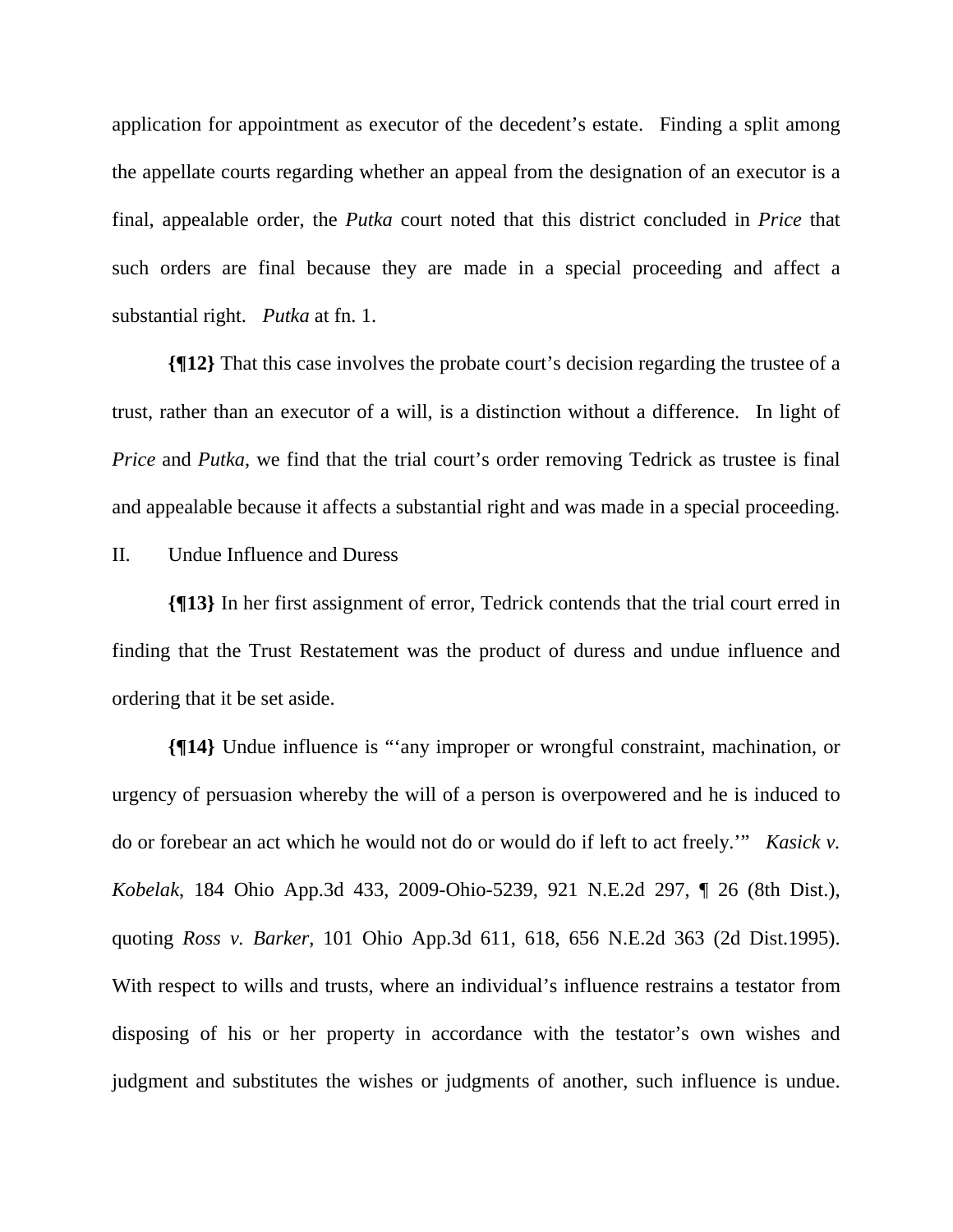application for appointment as executor of the decedent's estate. Finding a split among the appellate courts regarding whether an appeal from the designation of an executor is a final, appealable order, the *Putka* court noted that this district concluded in *Price* that such orders are final because they are made in a special proceeding and affect a substantial right. *Putka* at fn. 1.

**{¶12}** That this case involves the probate court's decision regarding the trustee of a trust, rather than an executor of a will, is a distinction without a difference. In light of *Price* and *Putka*, we find that the trial court's order removing Tedrick as trustee is final and appealable because it affects a substantial right and was made in a special proceeding.

II. Undue Influence and Duress

**{¶13}** In her first assignment of error, Tedrick contends that the trial court erred in finding that the Trust Restatement was the product of duress and undue influence and ordering that it be set aside.

**{¶14}** Undue influence is "'any improper or wrongful constraint, machination, or urgency of persuasion whereby the will of a person is overpowered and he is induced to do or forebear an act which he would not do or would do if left to act freely.'" *Kasick v. Kobelak*, 184 Ohio App.3d 433, 2009-Ohio-5239, 921 N.E.2d 297, ¶ 26 (8th Dist.), quoting *Ross v. Barker*, 101 Ohio App.3d 611, 618, 656 N.E.2d 363 (2d Dist.1995). With respect to wills and trusts, where an individual's influence restrains a testator from disposing of his or her property in accordance with the testator's own wishes and judgment and substitutes the wishes or judgments of another, such influence is undue.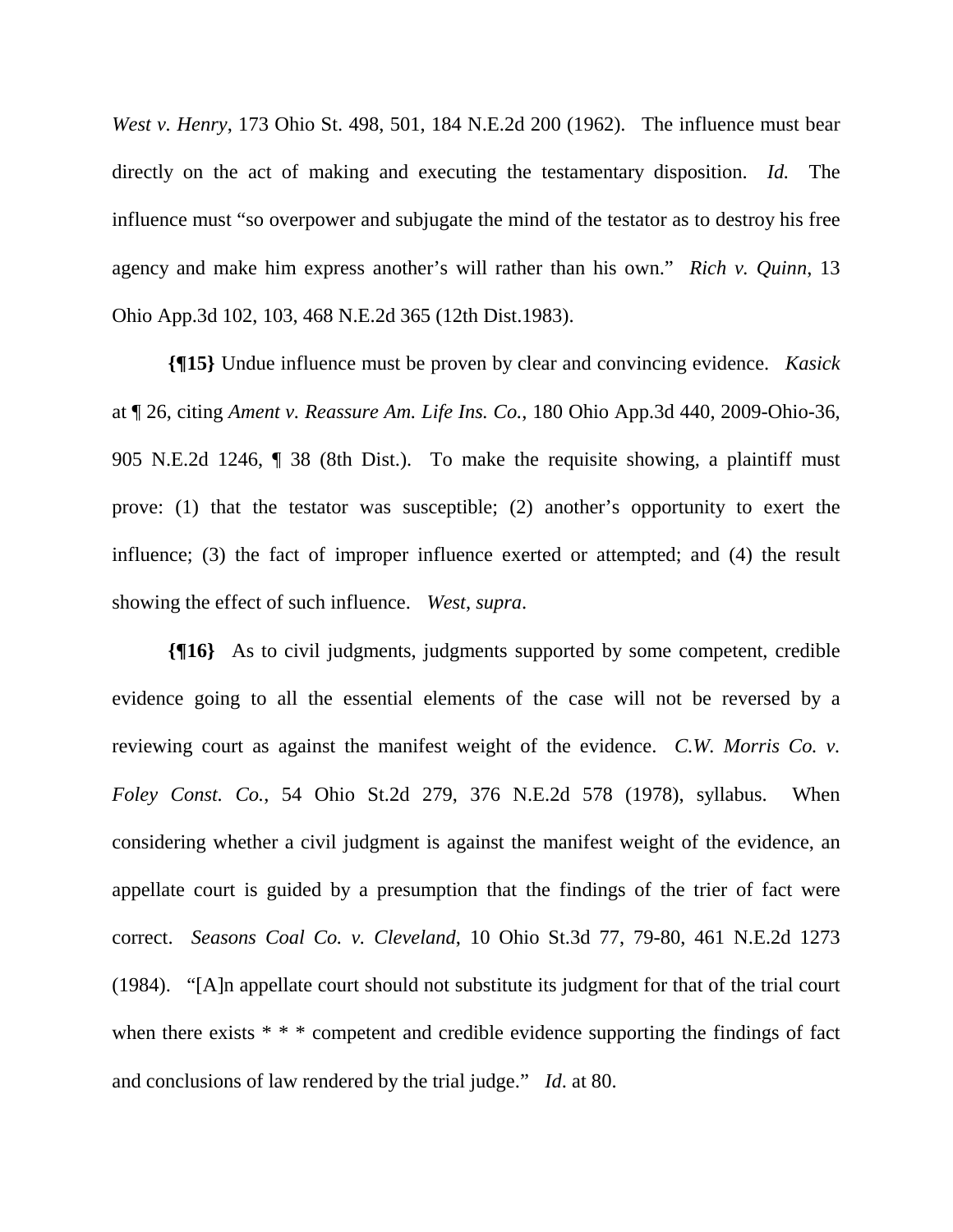*West v. Henry*, 173 Ohio St. 498, 501, 184 N.E.2d 200 (1962). The influence must bear directly on the act of making and executing the testamentary disposition. *Id.* The influence must "so overpower and subjugate the mind of the testator as to destroy his free agency and make him express another's will rather than his own." *Rich v. Quinn*, 13 Ohio App.3d 102, 103, 468 N.E.2d 365 (12th Dist.1983).

**{¶15}** Undue influence must be proven by clear and convincing evidence. *Kasick* at ¶ 26, citing *Ament v. Reassure Am. Life Ins. Co.*, 180 Ohio App.3d 440, 2009-Ohio-36, 905 N.E.2d 1246, ¶ 38 (8th Dist.). To make the requisite showing, a plaintiff must prove: (1) that the testator was susceptible; (2) another's opportunity to exert the influence; (3) the fact of improper influence exerted or attempted; and (4) the result showing the effect of such influence. *West*, *supra*.

**{¶16}** As to civil judgments, judgments supported by some competent, credible evidence going to all the essential elements of the case will not be reversed by a reviewing court as against the manifest weight of the evidence. *C.W. Morris Co. v. Foley Const. Co.*, 54 Ohio St.2d 279, 376 N.E.2d 578 (1978), syllabus. When considering whether a civil judgment is against the manifest weight of the evidence, an appellate court is guided by a presumption that the findings of the trier of fact were correct. *Seasons Coal Co. v. Cleveland*, 10 Ohio St.3d 77, 79-80, 461 N.E.2d 1273 (1984). "[A]n appellate court should not substitute its judgment for that of the trial court when there exists * * * competent and credible evidence supporting the findings of fact and conclusions of law rendered by the trial judge." *Id*. at 80.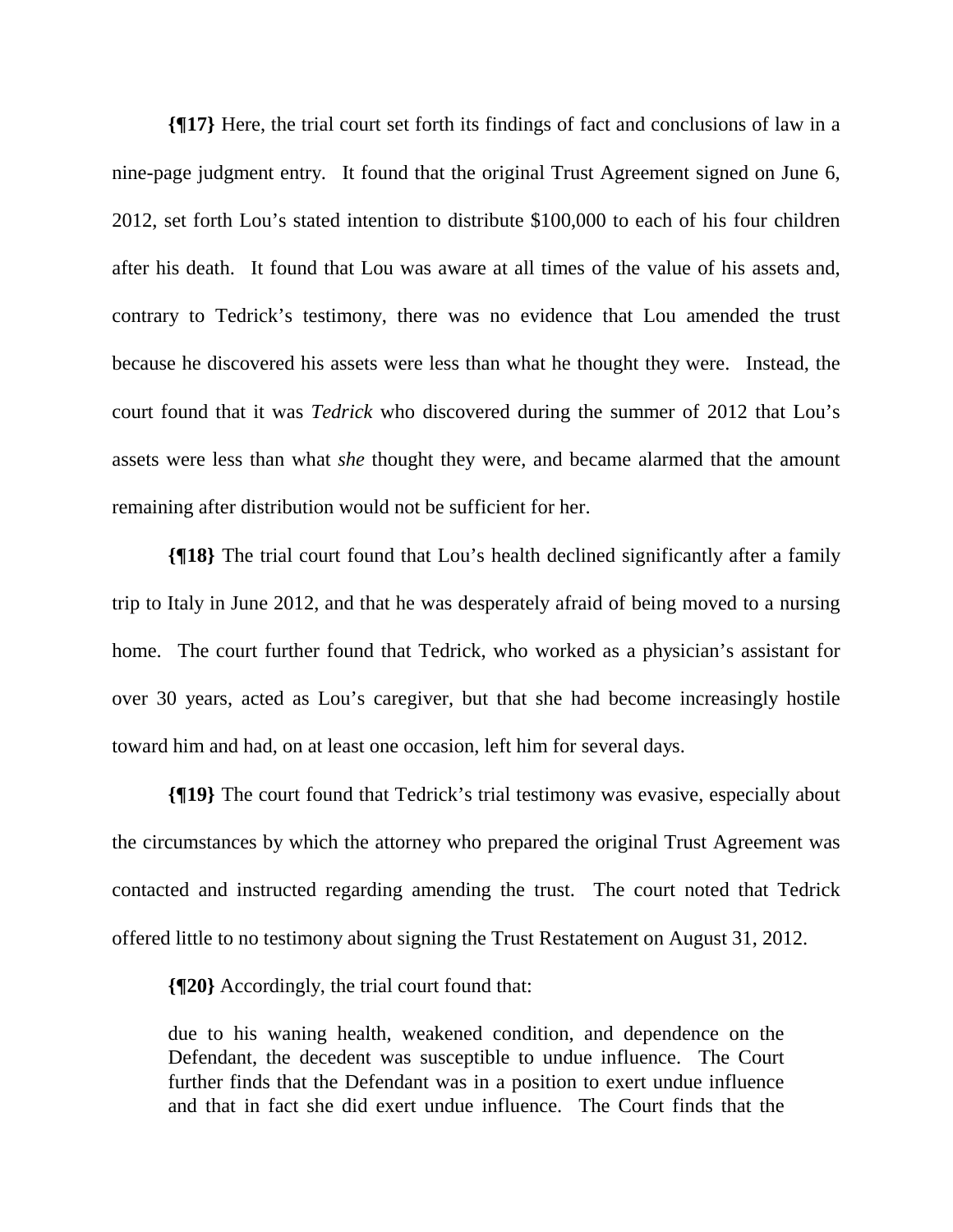**{¶17}** Here, the trial court set forth its findings of fact and conclusions of law in a nine-page judgment entry. It found that the original Trust Agreement signed on June 6, 2012, set forth Lou's stated intention to distribute $100,000 to each of his four children after his death. It found that Lou was aware at all times of the value of his assets and, contrary to Tedrick's testimony, there was no evidence that Lou amended the trust because he discovered his assets were less than what he thought they were. Instead, the court found that it was *Tedrick* who discovered during the summer of 2012 that Lou's assets were less than what *she* thought they were, and became alarmed that the amount remaining after distribution would not be sufficient for her.

**{¶18}** The trial court found that Lou's health declined significantly after a family trip to Italy in June 2012, and that he was desperately afraid of being moved to a nursing home. The court further found that Tedrick, who worked as a physician's assistant for over 30 years, acted as Lou's caregiver, but that she had become increasingly hostile toward him and had, on at least one occasion, left him for several days.

**{¶19}** The court found that Tedrick's trial testimony was evasive, especially about the circumstances by which the attorney who prepared the original Trust Agreement was contacted and instructed regarding amending the trust. The court noted that Tedrick offered little to no testimony about signing the Trust Restatement on August 31, 2012.

**{¶20}** Accordingly, the trial court found that:

> due to his waning health, weakened condition, and dependence on the Defendant, the decedent was susceptible to undue influence. The Court further finds that the Defendant was in a position to exert undue influence and that in fact she did exert undue influence. The Court finds that the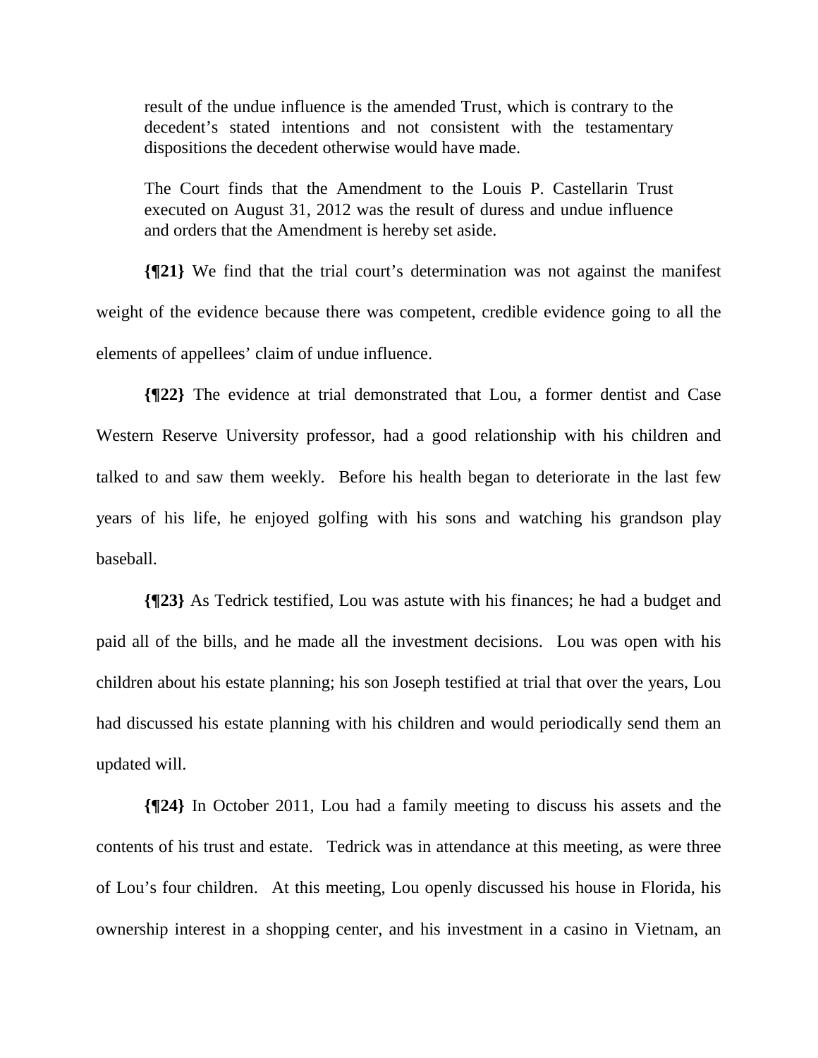> result of the undue influence is the amended Trust, which is contrary to the decedent's stated intentions and not consistent with the testamentary dispositions the decedent otherwise would have made.
>
> The Court finds that the Amendment to the Louis P. Castellarin Trust executed on August 31, 2012 was the result of duress and undue influence and orders that the Amendment is hereby set aside.

**{¶21}** We find that the trial court's determination was not against the manifest weight of the evidence because there was competent, credible evidence going to all the elements of appellees' claim of undue influence.

**{¶22}** The evidence at trial demonstrated that Lou, a former dentist and Case Western Reserve University professor, had a good relationship with his children and talked to and saw them weekly. Before his health began to deteriorate in the last few years of his life, he enjoyed golfing with his sons and watching his grandson play baseball.

**{¶23}** As Tedrick testified, Lou was astute with his finances; he had a budget and paid all of the bills, and he made all the investment decisions. Lou was open with his children about his estate planning; his son Joseph testified at trial that over the years, Lou had discussed his estate planning with his children and would periodically send them an updated will.

**{¶24}** In October 2011, Lou had a family meeting to discuss his assets and the contents of his trust and estate. Tedrick was in attendance at this meeting, as were three of Lou's four children. At this meeting, Lou openly discussed his house in Florida, his ownership interest in a shopping center, and his investment in a casino in Vietnam, an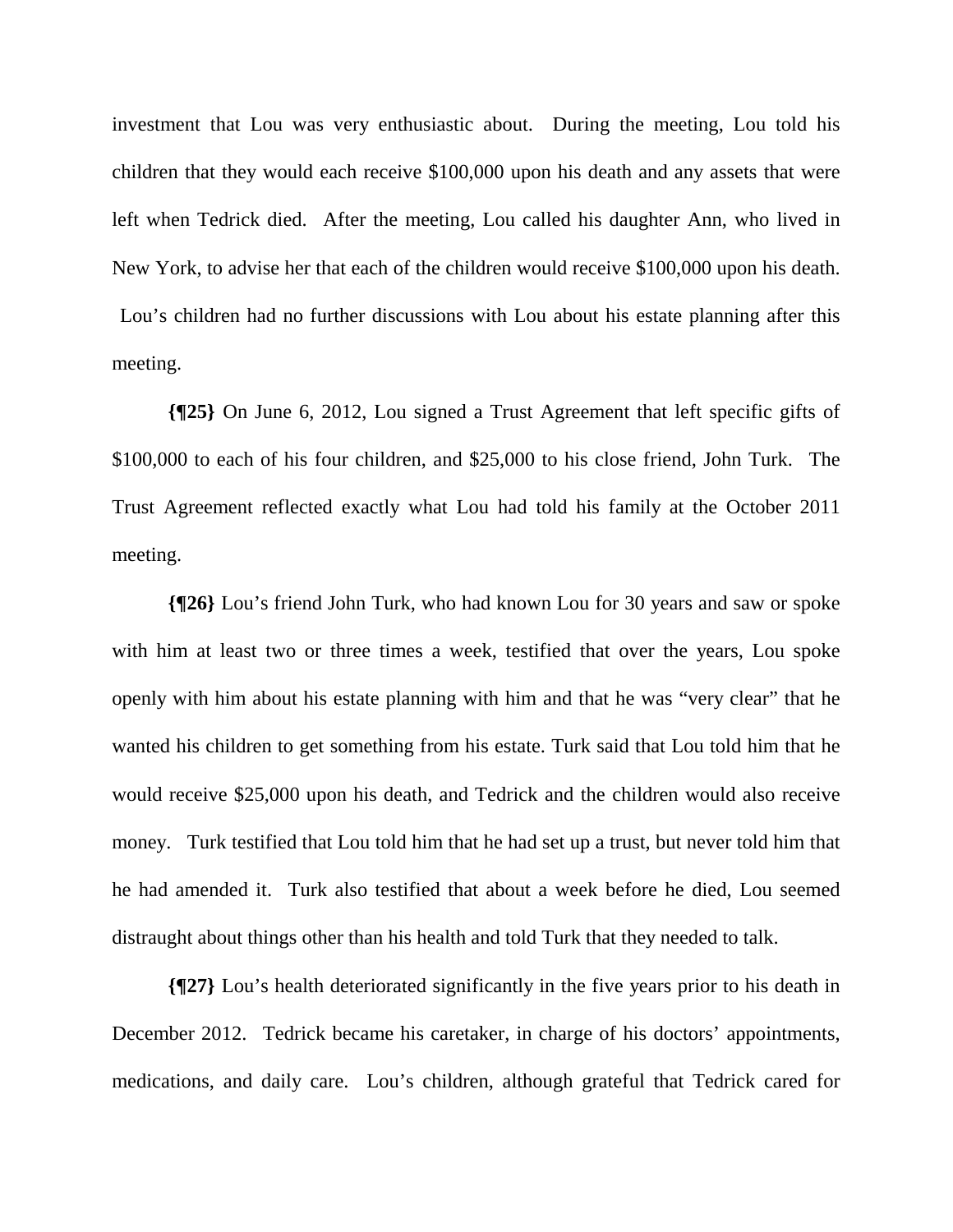investment that Lou was very enthusiastic about. During the meeting, Lou told his children that they would each receive $100,000 upon his death and any assets that were left when Tedrick died. After the meeting, Lou called his daughter Ann, who lived in New York, to advise her that each of the children would receive $100,000 upon his death. Lou's children had no further discussions with Lou about his estate planning after this meeting.

**{¶25}** On June 6, 2012, Lou signed a Trust Agreement that left specific gifts of $100,000 to each of his four children, and $25,000 to his close friend, John Turk. The Trust Agreement reflected exactly what Lou had told his family at the October 2011 meeting.

**{¶26}** Lou's friend John Turk, who had known Lou for 30 years and saw or spoke with him at least two or three times a week, testified that over the years, Lou spoke openly with him about his estate planning with him and that he was "very clear" that he wanted his children to get something from his estate. Turk said that Lou told him that he would receive $25,000 upon his death, and Tedrick and the children would also receive money. Turk testified that Lou told him that he had set up a trust, but never told him that he had amended it. Turk also testified that about a week before he died, Lou seemed distraught about things other than his health and told Turk that they needed to talk.

**{¶27}** Lou's health deteriorated significantly in the five years prior to his death in December 2012. Tedrick became his caretaker, in charge of his doctors' appointments, medications, and daily care. Lou's children, although grateful that Tedrick cared for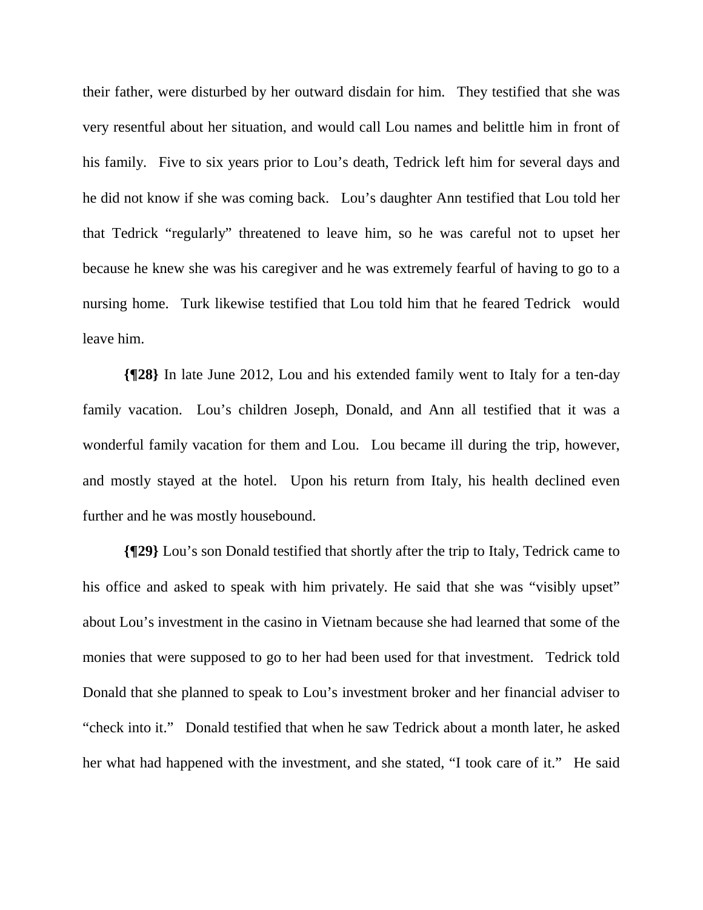their father, were disturbed by her outward disdain for him. They testified that she was very resentful about her situation, and would call Lou names and belittle him in front of his family. Five to six years prior to Lou's death, Tedrick left him for several days and he did not know if she was coming back. Lou's daughter Ann testified that Lou told her that Tedrick "regularly" threatened to leave him, so he was careful not to upset her because he knew she was his caregiver and he was extremely fearful of having to go to a nursing home. Turk likewise testified that Lou told him that he feared Tedrick would leave him.

**{¶28}** In late June 2012, Lou and his extended family went to Italy for a ten-day family vacation. Lou's children Joseph, Donald, and Ann all testified that it was a wonderful family vacation for them and Lou. Lou became ill during the trip, however, and mostly stayed at the hotel. Upon his return from Italy, his health declined even further and he was mostly housebound.

**{¶29}** Lou's son Donald testified that shortly after the trip to Italy, Tedrick came to his office and asked to speak with him privately. He said that she was "visibly upset" about Lou's investment in the casino in Vietnam because she had learned that some of the monies that were supposed to go to her had been used for that investment. Tedrick told Donald that she planned to speak to Lou's investment broker and her financial adviser to "check into it." Donald testified that when he saw Tedrick about a month later, he asked her what had happened with the investment, and she stated, "I took care of it." He said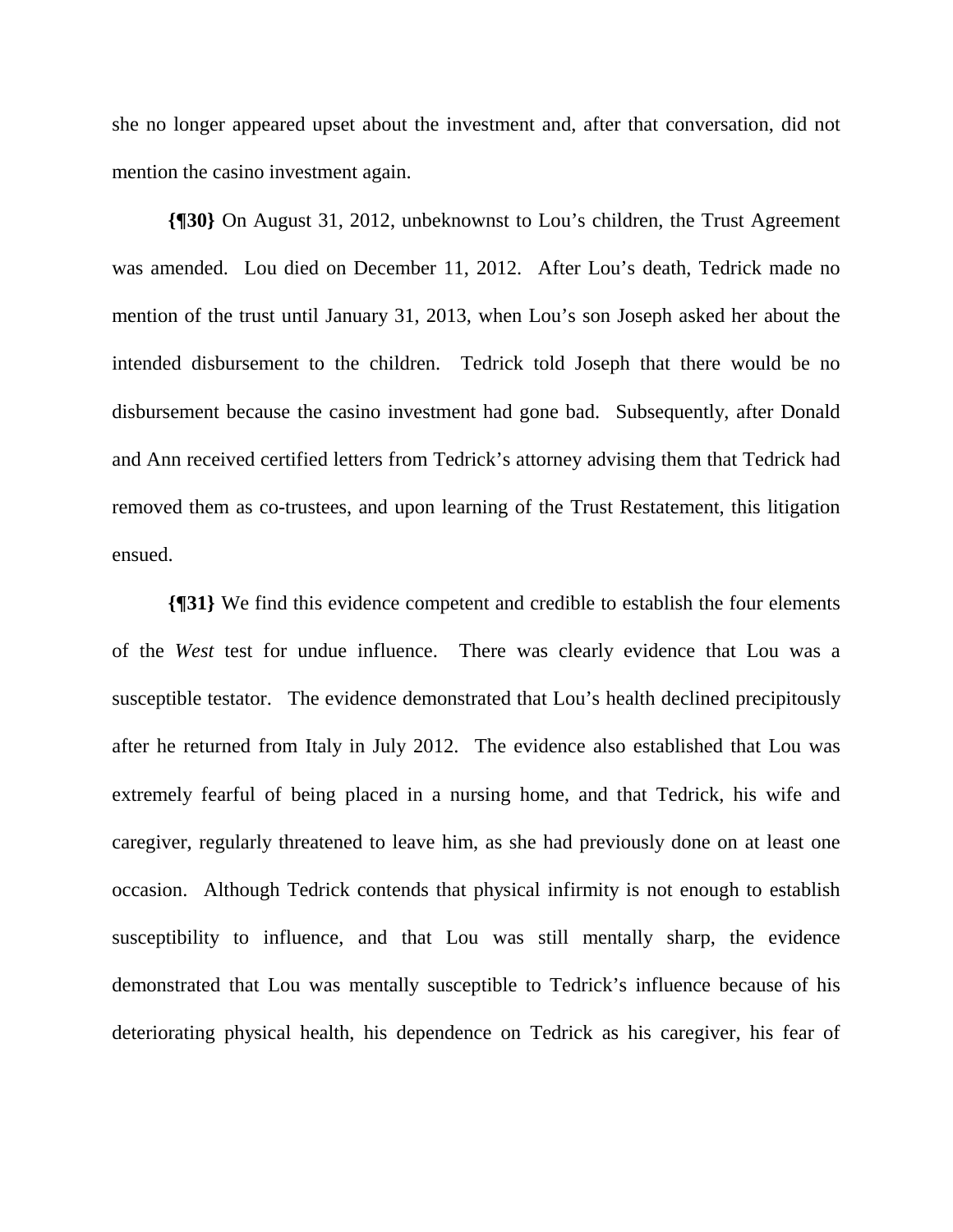she no longer appeared upset about the investment and, after that conversation, did not mention the casino investment again.

**{¶30}** On August 31, 2012, unbeknownst to Lou's children, the Trust Agreement was amended. Lou died on December 11, 2012. After Lou's death, Tedrick made no mention of the trust until January 31, 2013, when Lou's son Joseph asked her about the intended disbursement to the children. Tedrick told Joseph that there would be no disbursement because the casino investment had gone bad. Subsequently, after Donald and Ann received certified letters from Tedrick's attorney advising them that Tedrick had removed them as co-trustees, and upon learning of the Trust Restatement, this litigation ensued.

**{¶31}** We find this evidence competent and credible to establish the four elements of the *West* test for undue influence. There was clearly evidence that Lou was a susceptible testator. The evidence demonstrated that Lou's health declined precipitously after he returned from Italy in July 2012. The evidence also established that Lou was extremely fearful of being placed in a nursing home, and that Tedrick, his wife and caregiver, regularly threatened to leave him, as she had previously done on at least one occasion. Although Tedrick contends that physical infirmity is not enough to establish susceptibility to influence, and that Lou was still mentally sharp, the evidence demonstrated that Lou was mentally susceptible to Tedrick's influence because of his deteriorating physical health, his dependence on Tedrick as his caregiver, his fear of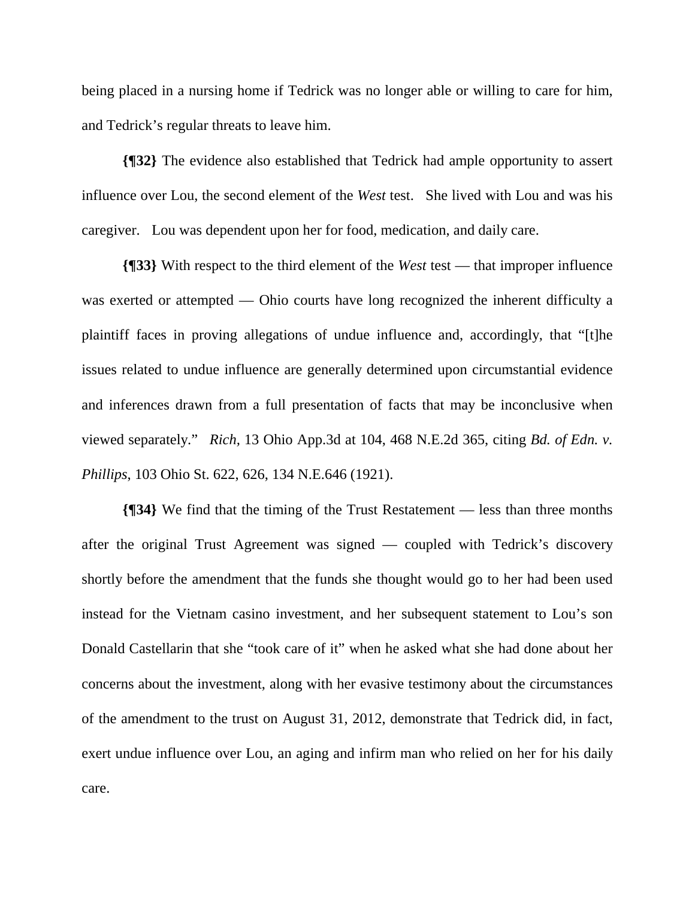being placed in a nursing home if Tedrick was no longer able or willing to care for him, and Tedrick's regular threats to leave him.

**{¶32}** The evidence also established that Tedrick had ample opportunity to assert influence over Lou, the second element of the *West* test. She lived with Lou and was his caregiver. Lou was dependent upon her for food, medication, and daily care.

**{¶33}** With respect to the third element of the *West* test — that improper influence was exerted or attempted — Ohio courts have long recognized the inherent difficulty a plaintiff faces in proving allegations of undue influence and, accordingly, that "[t]he issues related to undue influence are generally determined upon circumstantial evidence and inferences drawn from a full presentation of facts that may be inconclusive when viewed separately." *Rich,* 13 Ohio App.3d at 104, 468 N.E.2d 365, citing *Bd. of Edn. v. Phillips*, 103 Ohio St. 622, 626, 134 N.E.646 (1921).

**{¶34}** We find that the timing of the Trust Restatement — less than three months after the original Trust Agreement was signed — coupled with Tedrick's discovery shortly before the amendment that the funds she thought would go to her had been used instead for the Vietnam casino investment, and her subsequent statement to Lou's son Donald Castellarin that she "took care of it" when he asked what she had done about her concerns about the investment, along with her evasive testimony about the circumstances of the amendment to the trust on August 31, 2012, demonstrate that Tedrick did, in fact, exert undue influence over Lou, an aging and infirm man who relied on her for his daily care.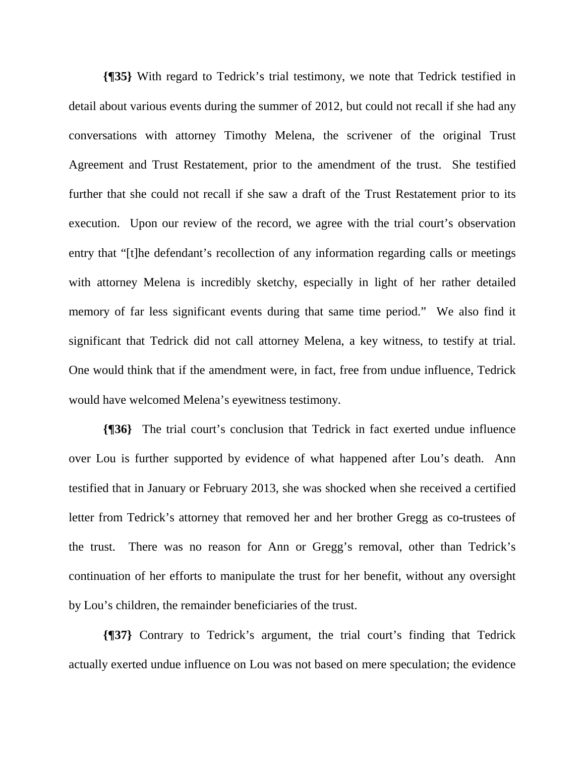**{¶35}** With regard to Tedrick's trial testimony, we note that Tedrick testified in detail about various events during the summer of 2012, but could not recall if she had any conversations with attorney Timothy Melena, the scrivener of the original Trust Agreement and Trust Restatement, prior to the amendment of the trust. She testified further that she could not recall if she saw a draft of the Trust Restatement prior to its execution. Upon our review of the record, we agree with the trial court's observation entry that "[t]he defendant's recollection of any information regarding calls or meetings with attorney Melena is incredibly sketchy, especially in light of her rather detailed memory of far less significant events during that same time period." We also find it significant that Tedrick did not call attorney Melena, a key witness, to testify at trial. One would think that if the amendment were, in fact, free from undue influence, Tedrick would have welcomed Melena's eyewitness testimony.

**{¶36}** The trial court's conclusion that Tedrick in fact exerted undue influence over Lou is further supported by evidence of what happened after Lou's death. Ann testified that in January or February 2013, she was shocked when she received a certified letter from Tedrick's attorney that removed her and her brother Gregg as co-trustees of the trust. There was no reason for Ann or Gregg's removal, other than Tedrick's continuation of her efforts to manipulate the trust for her benefit, without any oversight by Lou's children, the remainder beneficiaries of the trust.

**{¶37}** Contrary to Tedrick's argument, the trial court's finding that Tedrick actually exerted undue influence on Lou was not based on mere speculation; the evidence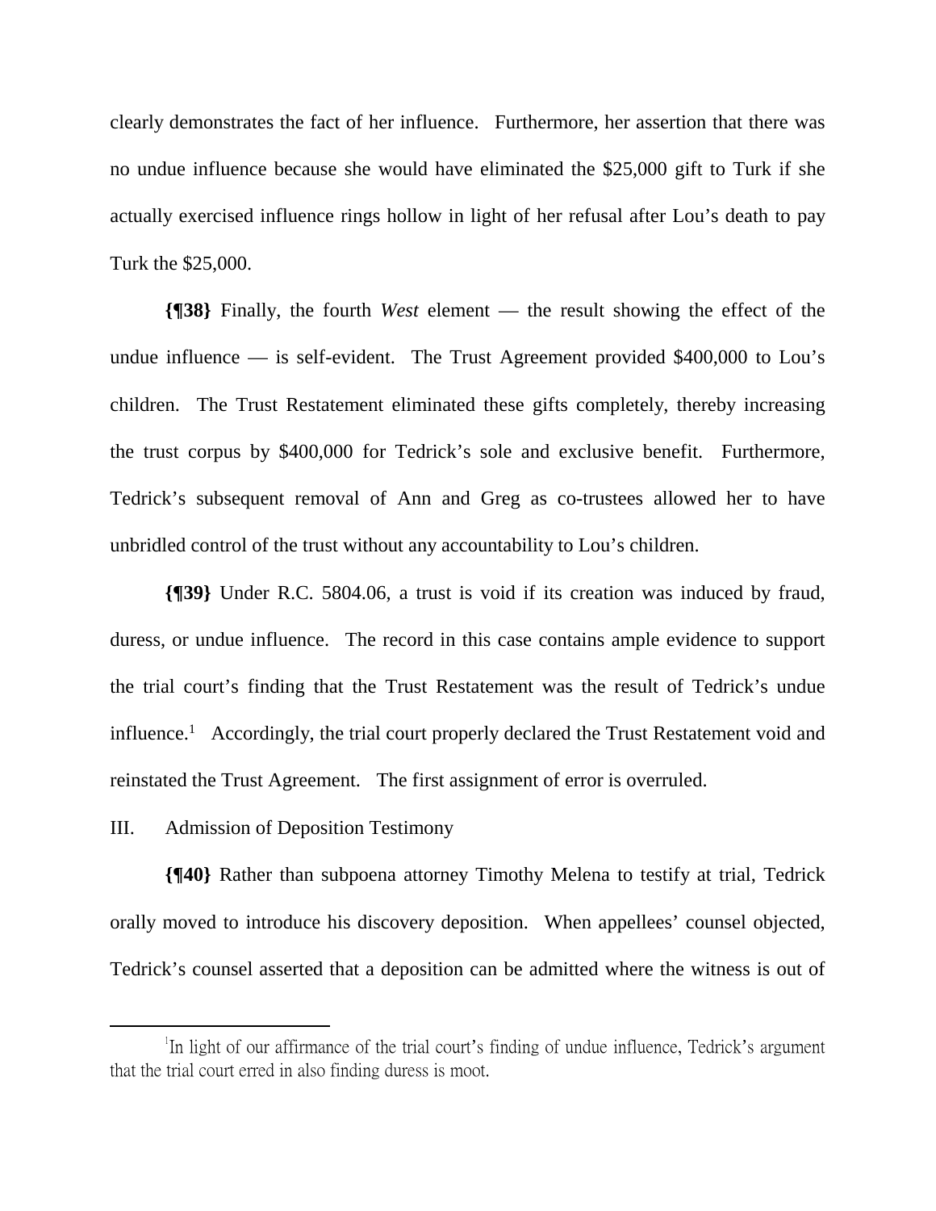clearly demonstrates the fact of her influence. Furthermore, her assertion that there was no undue influence because she would have eliminated the $25,000 gift to Turk if she actually exercised influence rings hollow in light of her refusal after Lou's death to pay Turk the $25,000.

**{¶38}** Finally, the fourth *West* element — the result showing the effect of the undue influence — is self-evident. The Trust Agreement provided $400,000 to Lou's children. The Trust Restatement eliminated these gifts completely, thereby increasing the trust corpus by $400,000 for Tedrick's sole and exclusive benefit. Furthermore, Tedrick's subsequent removal of Ann and Greg as co-trustees allowed her to have unbridled control of the trust without any accountability to Lou's children.

**{¶39}** Under R.C. 5804.06, a trust is void if its creation was induced by fraud, duress, or undue influence. The record in this case contains ample evidence to support the trial court's finding that the Trust Restatement was the result of Tedrick's undue influence.[1] Accordingly, the trial court properly declared the Trust Restatement void and reinstated the Trust Agreement. The first assignment of error is overruled.

III. Admission of Deposition Testimony

**{¶40}** Rather than subpoena attorney Timothy Melena to testify at trial, Tedrick orally moved to introduce his discovery deposition. When appellees' counsel objected, Tedrick's counsel asserted that a deposition can be admitted where the witness is out of

---

[1] In light of our affirmance of the trial court's finding of undue influence, Tedrick's argument that the trial court erred in also finding duress is moot.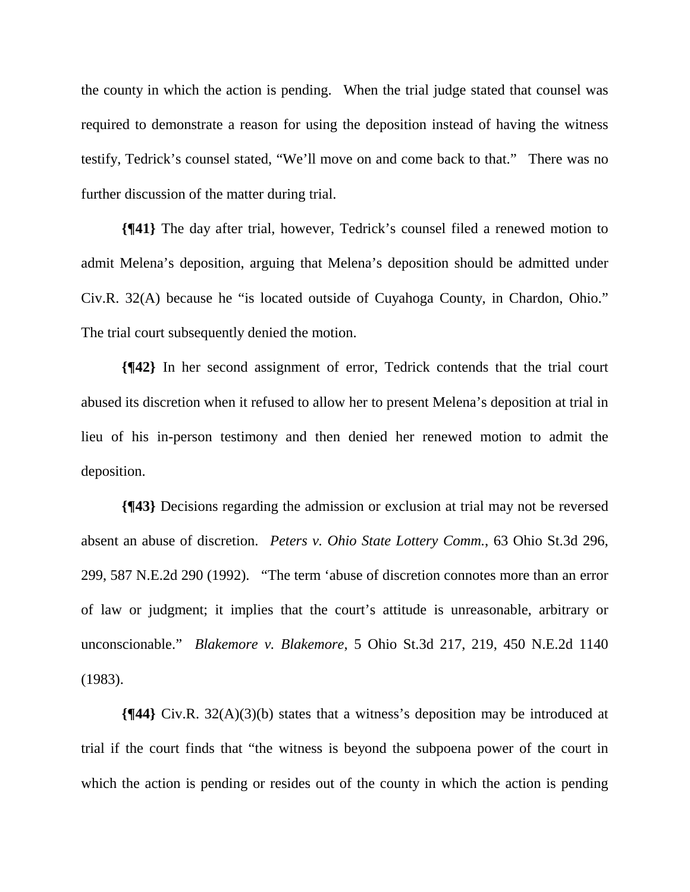the county in which the action is pending. When the trial judge stated that counsel was required to demonstrate a reason for using the deposition instead of having the witness testify, Tedrick's counsel stated, "We'll move on and come back to that." There was no further discussion of the matter during trial.

**{¶41}** The day after trial, however, Tedrick's counsel filed a renewed motion to admit Melena's deposition, arguing that Melena's deposition should be admitted under Civ.R. 32(A) because he "is located outside of Cuyahoga County, in Chardon, Ohio." The trial court subsequently denied the motion.

**{¶42}** In her second assignment of error, Tedrick contends that the trial court abused its discretion when it refused to allow her to present Melena's deposition at trial in lieu of his in-person testimony and then denied her renewed motion to admit the deposition.

**{¶43}** Decisions regarding the admission or exclusion at trial may not be reversed absent an abuse of discretion. *Peters v. Ohio State Lottery Comm.*, 63 Ohio St.3d 296, 299, 587 N.E.2d 290 (1992). "The term 'abuse of discretion connotes more than an error of law or judgment; it implies that the court's attitude is unreasonable, arbitrary or unconscionable." *Blakemore v. Blakemore*, 5 Ohio St.3d 217, 219, 450 N.E.2d 1140 (1983).

**{¶44}** Civ.R. 32(A)(3)(b) states that a witness's deposition may be introduced at trial if the court finds that "the witness is beyond the subpoena power of the court in which the action is pending or resides out of the county in which the action is pending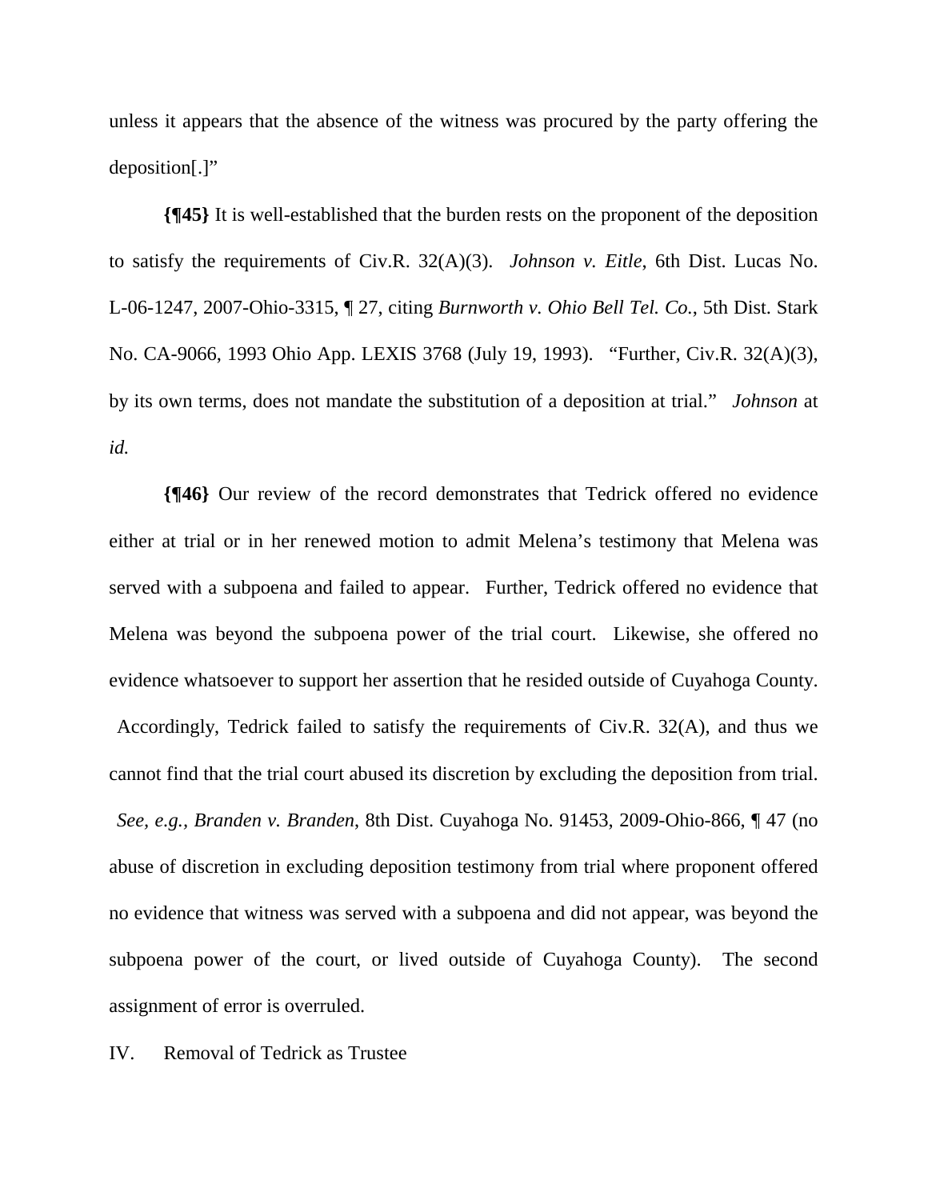unless it appears that the absence of the witness was procured by the party offering the deposition[.]"

**{¶45}** It is well-established that the burden rests on the proponent of the deposition to satisfy the requirements of Civ.R. 32(A)(3). *Johnson v. Eitle*, 6th Dist. Lucas No. L-06-1247, 2007-Ohio-3315, ¶ 27, citing *Burnworth v. Ohio Bell Tel. Co.*, 5th Dist. Stark No. CA-9066, 1993 Ohio App. LEXIS 3768 (July 19, 1993). "Further, Civ.R. 32(A)(3), by its own terms, does not mandate the substitution of a deposition at trial." *Johnson* at *id.*

**{¶46}** Our review of the record demonstrates that Tedrick offered no evidence either at trial or in her renewed motion to admit Melena's testimony that Melena was served with a subpoena and failed to appear. Further, Tedrick offered no evidence that Melena was beyond the subpoena power of the trial court. Likewise, she offered no evidence whatsoever to support her assertion that he resided outside of Cuyahoga County. Accordingly, Tedrick failed to satisfy the requirements of Civ.R. 32(A), and thus we cannot find that the trial court abused its discretion by excluding the deposition from trial. *See, e.g.*, *Branden v. Branden*, 8th Dist. Cuyahoga No. 91453, 2009-Ohio-866, ¶ 47 (no abuse of discretion in excluding deposition testimony from trial where proponent offered no evidence that witness was served with a subpoena and did not appear, was beyond the subpoena power of the court, or lived outside of Cuyahoga County). The second assignment of error is overruled.

## IV. Removal of Tedrick as Trustee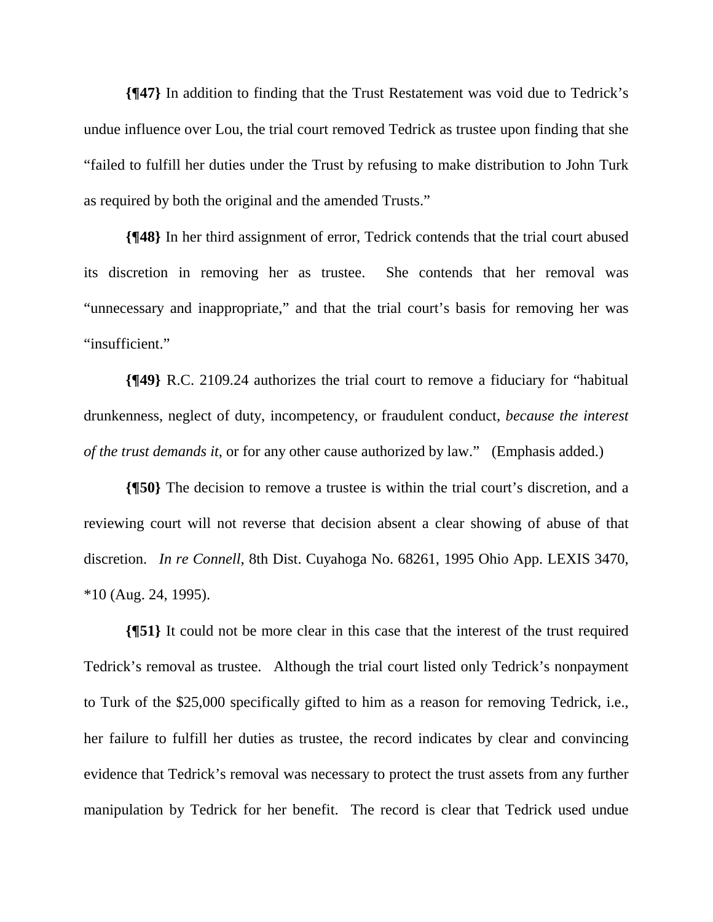**{¶47}** In addition to finding that the Trust Restatement was void due to Tedrick's undue influence over Lou, the trial court removed Tedrick as trustee upon finding that she "failed to fulfill her duties under the Trust by refusing to make distribution to John Turk as required by both the original and the amended Trusts."

**{¶48}** In her third assignment of error, Tedrick contends that the trial court abused its discretion in removing her as trustee. She contends that her removal was "unnecessary and inappropriate," and that the trial court's basis for removing her was "insufficient."

**{¶49}** R.C. 2109.24 authorizes the trial court to remove a fiduciary for "habitual drunkenness, neglect of duty, incompetency, or fraudulent conduct, *because the interest of the trust demands it*, or for any other cause authorized by law." (Emphasis added.)

**{¶50}** The decision to remove a trustee is within the trial court's discretion, and a reviewing court will not reverse that decision absent a clear showing of abuse of that discretion. *In re Connell*, 8th Dist. Cuyahoga No. 68261, 1995 Ohio App. LEXIS 3470, *10 (Aug. 24, 1995).

**{¶51}** It could not be more clear in this case that the interest of the trust required Tedrick's removal as trustee. Although the trial court listed only Tedrick's nonpayment to Turk of the $25,000 specifically gifted to him as a reason for removing Tedrick, i.e., her failure to fulfill her duties as trustee, the record indicates by clear and convincing evidence that Tedrick's removal was necessary to protect the trust assets from any further manipulation by Tedrick for her benefit. The record is clear that Tedrick used undue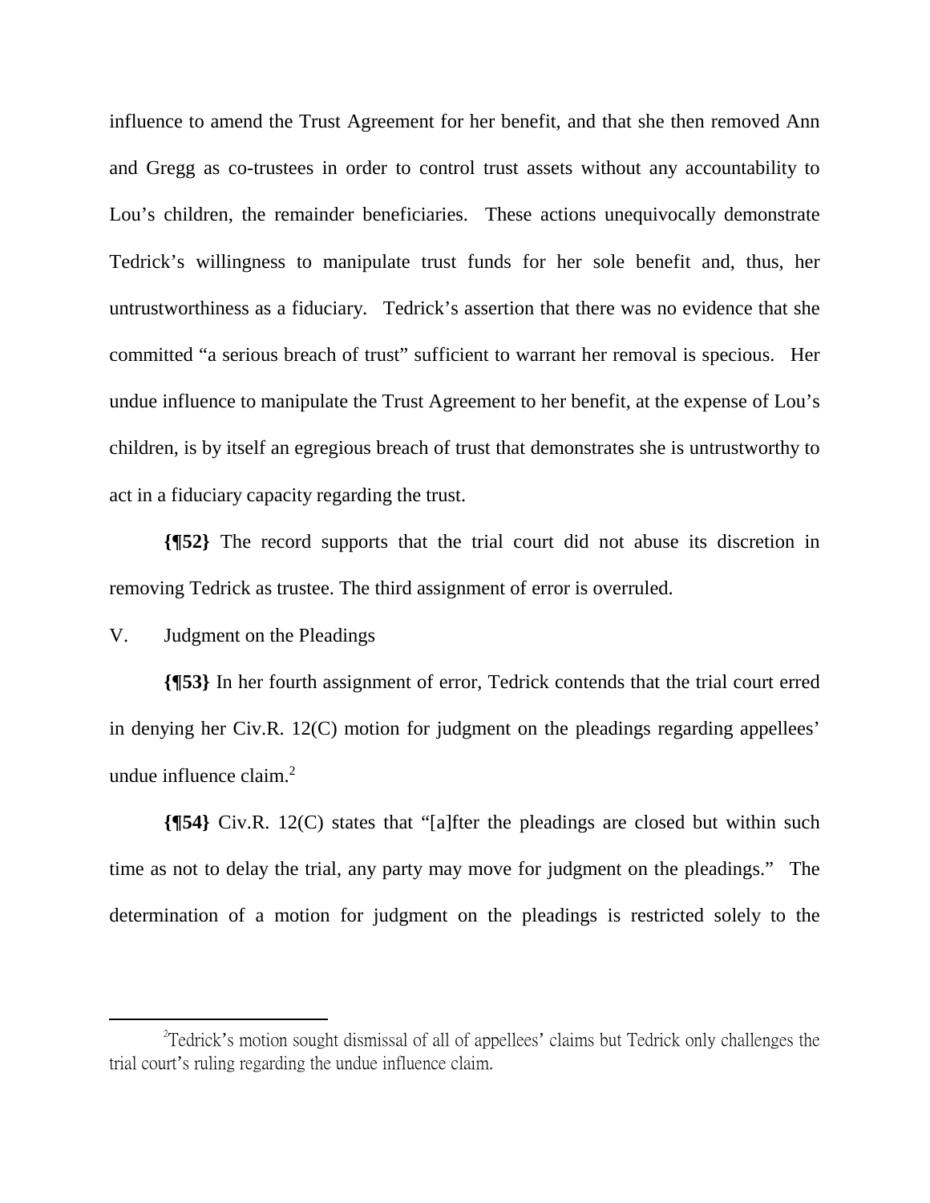influence to amend the Trust Agreement for her benefit, and that she then removed Ann and Gregg as co-trustees in order to control trust assets without any accountability to Lou's children, the remainder beneficiaries. These actions unequivocally demonstrate Tedrick's willingness to manipulate trust funds for her sole benefit and, thus, her untrustworthiness as a fiduciary. Tedrick's assertion that there was no evidence that she committed "a serious breach of trust" sufficient to warrant her removal is specious. Her undue influence to manipulate the Trust Agreement to her benefit, at the expense of Lou's children, is by itself an egregious breach of trust that demonstrates she is untrustworthy to act in a fiduciary capacity regarding the trust.

**{¶52}** The record supports that the trial court did not abuse its discretion in removing Tedrick as trustee. The third assignment of error is overruled.

V. Judgment on the Pleadings

**{¶53}** In her fourth assignment of error, Tedrick contends that the trial court erred in denying her Civ.R. 12(C) motion for judgment on the pleadings regarding appellees' undue influence claim.[2]

**{¶54}** Civ.R. 12(C) states that "[a]fter the pleadings are closed but within such time as not to delay the trial, any party may move for judgment on the pleadings." The determination of a motion for judgment on the pleadings is restricted solely to the

[2]Tedrick's motion sought dismissal of all of appellees' claims but Tedrick only challenges the trial court's ruling regarding the undue influence claim.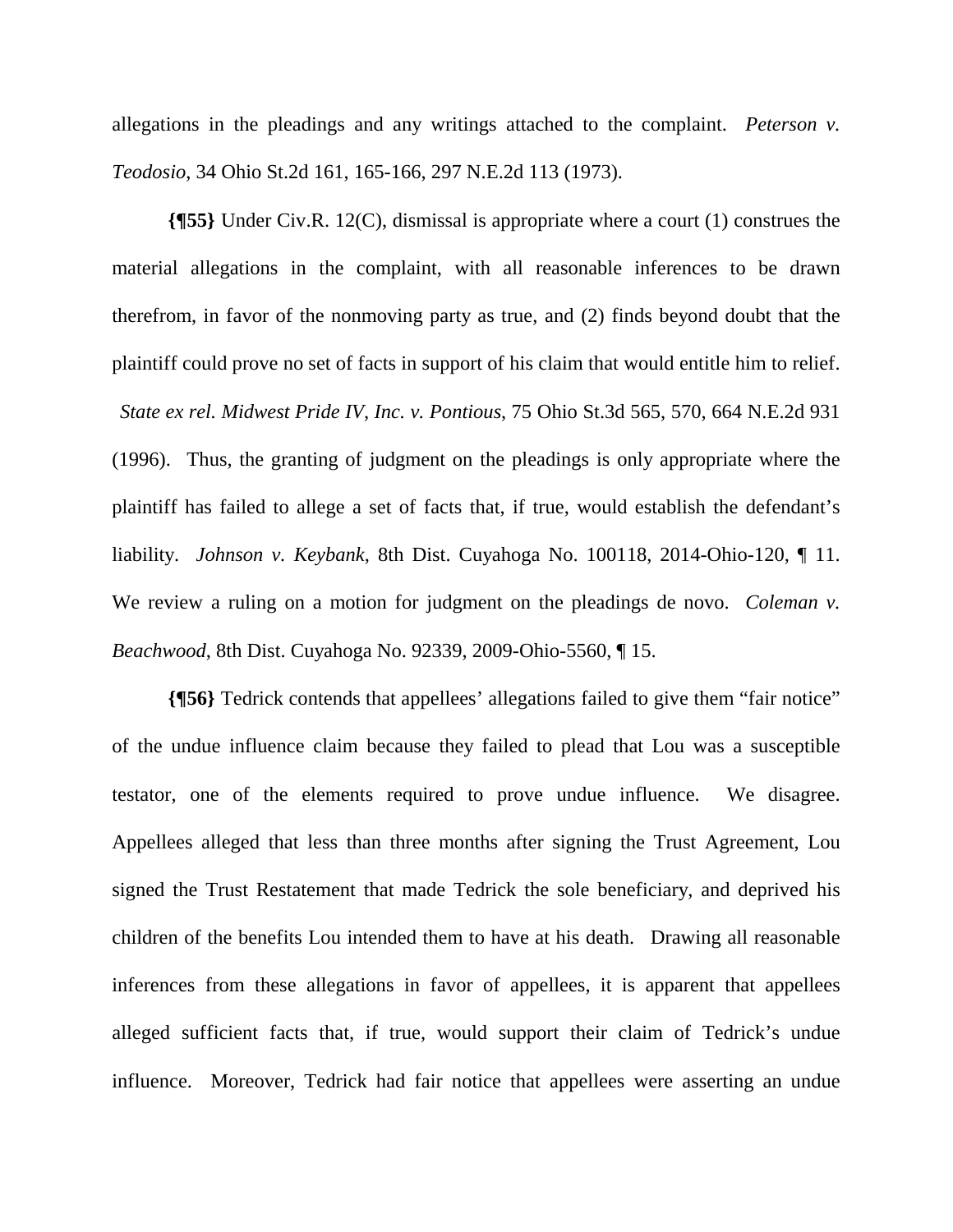allegations in the pleadings and any writings attached to the complaint. *Peterson v. Teodosio*, 34 Ohio St.2d 161, 165-166, 297 N.E.2d 113 (1973).

**{¶55}** Under Civ.R. 12(C), dismissal is appropriate where a court (1) construes the material allegations in the complaint, with all reasonable inferences to be drawn therefrom, in favor of the nonmoving party as true, and (2) finds beyond doubt that the plaintiff could prove no set of facts in support of his claim that would entitle him to relief. *State ex rel. Midwest Pride IV, Inc. v. Pontious*, 75 Ohio St.3d 565, 570, 664 N.E.2d 931 (1996). Thus, the granting of judgment on the pleadings is only appropriate where the plaintiff has failed to allege a set of facts that, if true, would establish the defendant's liability. *Johnson v. Keybank*, 8th Dist. Cuyahoga No. 100118, 2014-Ohio-120, ¶ 11. We review a ruling on a motion for judgment on the pleadings de novo. *Coleman v. Beachwood*, 8th Dist. Cuyahoga No. 92339, 2009-Ohio-5560, ¶ 15.

**{¶56}** Tedrick contends that appellees' allegations failed to give them "fair notice" of the undue influence claim because they failed to plead that Lou was a susceptible testator, one of the elements required to prove undue influence. We disagree. Appellees alleged that less than three months after signing the Trust Agreement, Lou signed the Trust Restatement that made Tedrick the sole beneficiary, and deprived his children of the benefits Lou intended them to have at his death. Drawing all reasonable inferences from these allegations in favor of appellees, it is apparent that appellees alleged sufficient facts that, if true, would support their claim of Tedrick's undue influence. Moreover, Tedrick had fair notice that appellees were asserting an undue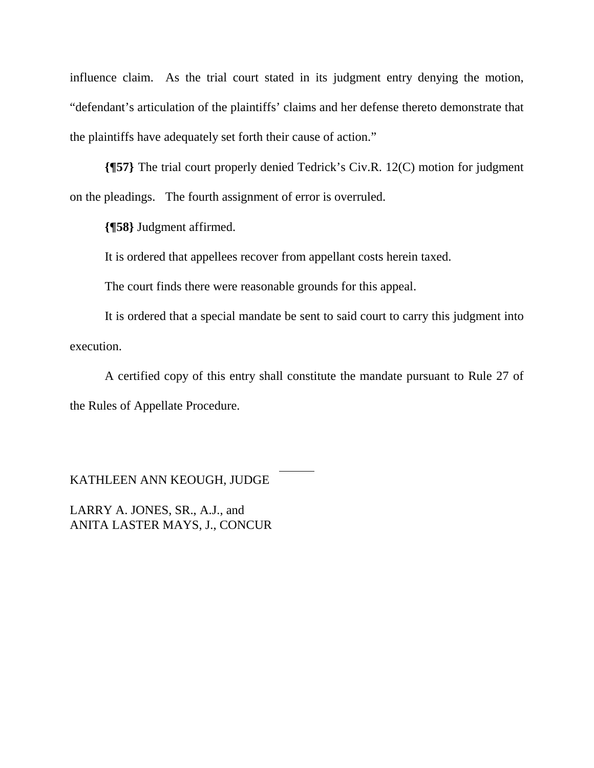influence claim. As the trial court stated in its judgment entry denying the motion, "defendant's articulation of the plaintiffs' claims and her defense thereto demonstrate that the plaintiffs have adequately set forth their cause of action."

**{¶57}** The trial court properly denied Tedrick's Civ.R. 12(C) motion for judgment on the pleadings. The fourth assignment of error is overruled.

**{¶58}** Judgment affirmed.

It is ordered that appellees recover from appellant costs herein taxed.

The court finds there were reasonable grounds for this appeal.

It is ordered that a special mandate be sent to said court to carry this judgment into execution.

A certified copy of this entry shall constitute the mandate pursuant to Rule 27 of the Rules of Appellate Procedure.

KATHLEEN ANN KEOUGH, JUDGE

LARRY A. JONES, SR., A.J., and
ANITA LASTER MAYS, J., CONCUR